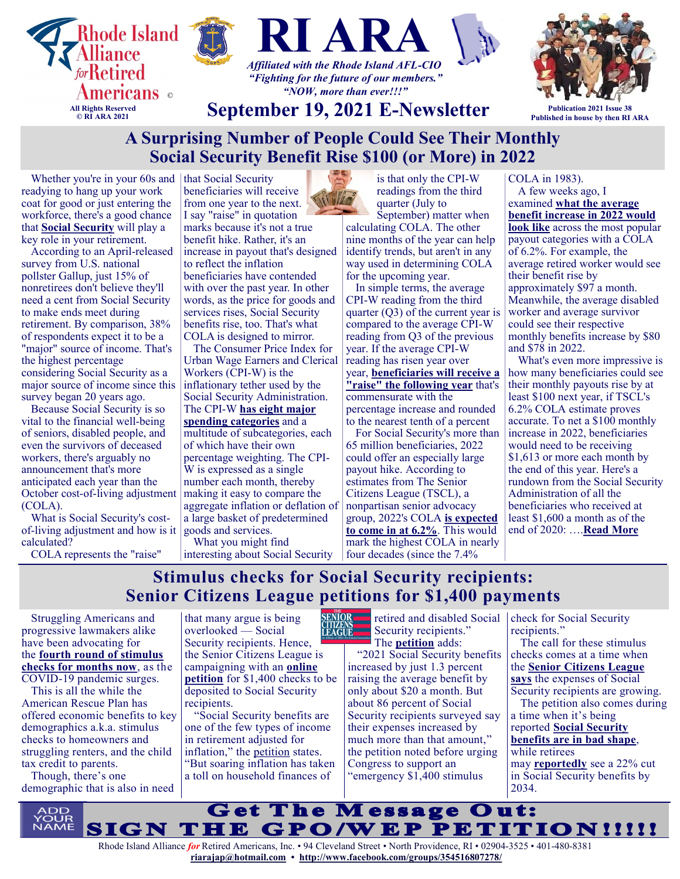Rhode Island Alliance for Retired Americans ©

All Rights Reserved
© RI ARA 2021

# RI ARA

*Affiliated with the Rhode Island AFL-CIO*
*"Fighting for the future of our members."*
*"NOW, more than ever!!!"*

## September 19, 2021 E-Newsletter

Publication 2021 Issue 38
Published in house by then RI ARA

## A Surprising Number of People Could See Their Monthly Social Security Benefit Rise $100 (or More) in 2022

Whether you're in your 60s and readying to hang up your work coat for good or just entering the workforce, there's a good chance that **Social Security** will play a key role in your retirement.

According to an April-released survey from U.S. national pollster Gallup, just 15% of nonretirees don't believe they'll need a cent from Social Security to make ends meet during retirement. By comparison, 38% of respondents expect it to be a "major" source of income. That's the highest percentage considering Social Security as a major source of income since this survey began 20 years ago.

Because Social Security is so vital to the financial well-being of seniors, disabled people, and even the survivors of deceased workers, there's arguably no announcement that's more anticipated each year than the October cost-of-living adjustment (COLA).

What is Social Security's cost-of-living adjustment and how is it calculated?

COLA represents the "raise" that Social Security beneficiaries will receive from one year to the next. I say "raise" in quotation marks because it's not a true benefit hike. Rather, it's an increase in payout that's designed to reflect the inflation beneficiaries have contended with over the past year. In other words, as the price for goods and services rises, Social Security benefits rise, too. That's what COLA is designed to mirror.

The Consumer Price Index for Urban Wage Earners and Clerical Workers (CPI-W) is the inflationary tether used by the Social Security Administration. The CPI-W **has eight major spending categories** and a multitude of subcategories, each of which have their own percentage weighting. The CPI-W is expressed as a single number each month, thereby making it easy to compare the aggregate inflation or deflation of a large basket of predetermined goods and services.

What you might find interesting about Social Security is that only the CPI-W readings from the third quarter (July to September) matter when calculating COLA. The other nine months of the year can help identify trends, but aren't in any way used in determining COLA for the upcoming year.

In simple terms, the average CPI-W reading from the third quarter (Q3) of the current year is compared to the average CPI-W reading from Q3 of the previous year. If the average CPI-W reading has risen year over year, **beneficiaries will receive a "raise" the following year** that's commensurate with the percentage increase and rounded to the nearest tenth of a percent.

For Social Security's more than 65 million beneficiaries, 2022 could offer an especially large payout hike. According to estimates from The Senior Citizens League (TSCL), a nonpartisan senior advocacy group, 2022's COLA **is expected to come in at 6.2%**. This would mark the highest COLA in nearly four decades (since the 7.4% COLA in 1983).

A few weeks ago, I examined **what the average benefit increase in 2022 would look like** across the most popular payout categories with a COLA of 6.2%. For example, the average retired worker would see their benefit rise by approximately $97 a month. Meanwhile, the average disabled worker and average survivor could see their respective monthly benefits increase by $80 and $78 in 2022.

What's even more impressive is how many beneficiaries could see their monthly payouts rise by at least $100 next year, if TSCL's 6.2% COLA estimate proves accurate. To net a $100 monthly increase in 2022, beneficiaries would need to be receiving $1,613 or more each month by the end of this year. Here's a rundown from the Social Security Administration of all the beneficiaries who received at least $1,600 a month as of the end of 2020: ….**Read More**

## Stimulus checks for Social Security recipients: Senior Citizens League petitions for $1,400 payments

Struggling Americans and progressive lawmakers alike have been advocating for the **fourth round of stimulus checks for months now**, as the COVID-19 pandemic surges.

This is all the while the American Rescue Plan has offered economic benefits to key demographics a.k.a. stimulus checks to homeowners and struggling renters, and the child tax credit to parents.

Though, there's one demographic that is also in need that many argue is being overlooked — Social Security recipients. Hence, the Senior Citizens League is campaigning with an **online petition** for $1,400 checks to be deposited to Social Security recipients.

"Social Security benefits are one of the few types of income in retirement adjusted for inflation," the petition states. "But soaring inflation has taken a toll on household finances of retired and disabled Social Security recipients."

The **petition** adds:

"2021 Social Security benefits increased by just 1.3 percent raising the average benefit by only about $20 a month. But about 86 percent of Social Security recipients surveyed say their expenses increased by much more than that amount," the petition noted before urging Congress to support an "emergency $1,400 stimulus check for Social Security recipients."

The call for these stimulus checks comes at a time when the **Senior Citizens League says** the expenses of Social Security recipients are growing.

The petition also comes during a time when it's being reported **Social Security benefits are in bad shape**, while retirees may **reportedly** see a 22% cut in Social Security benefits by 2034.

ADD YOUR NAME

## Get The Message Out: SIGN THE GPO/WEP PETITION!!!!!

Rhode Island Alliance *for* Retired Americans, Inc. • 94 Cleveland Street • North Providence, RI • 02904-3525 • 401-480-8381
**riarajap@hotmail.com** • **http://www.facebook.com/groups/354516807278/**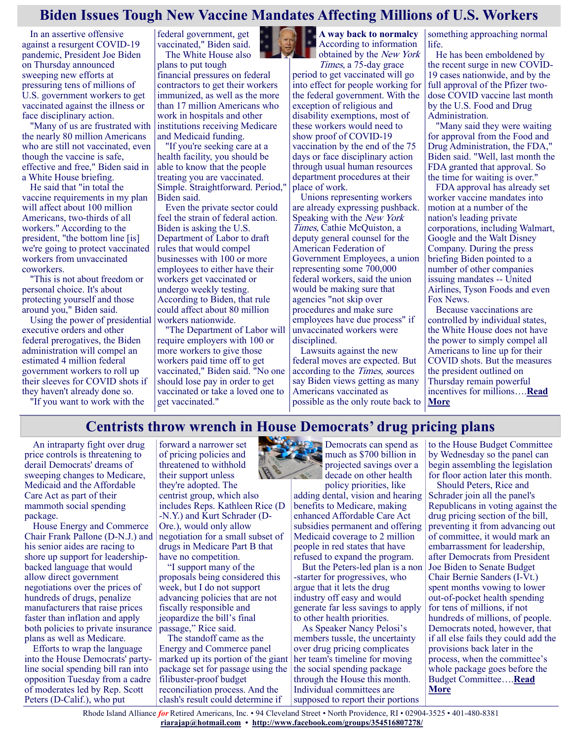# Biden Issues Tough New Vaccine Mandates Affecting Millions of U.S. Workers

In an assertive offensive against a resurgent COVID-19 pandemic, President Joe Biden on Thursday announced sweeping new efforts at pressuring tens of millions of U.S. government workers to get vaccinated against the illness or face disciplinary action.

"Many of us are frustrated with the nearly 80 million Americans who are still not vaccinated, even though the vaccine is safe, effective and free," Biden said in a White House briefing.

He said that "in total the vaccine requirements in my plan will affect about 100 million Americans, two-thirds of all workers." According to the president, "the bottom line [is] we're going to protect vaccinated workers from unvaccinated coworkers.

"This is not about freedom or personal choice. It's about protecting yourself and those around you," Biden said.

Using the power of presidential executive orders and other federal prerogatives, the Biden administration will compel an estimated 4 million federal government workers to roll up their sleeves for COVID shots if they haven't already done so.

"If you want to work with the federal government, get vaccinated," Biden said.

The White House also plans to put tough financial pressures on federal contractors to get their workers immunized, as well as the more than 17 million Americans who work in hospitals and other institutions receiving Medicare and Medicaid funding.

"If you're seeking care at a health facility, you should be able to know that the people treating you are vaccinated. Simple. Straightforward. Period," Biden said.

Even the private sector could feel the strain of federal action. Biden is asking the U.S. Department of Labor to draft rules that would compel businesses with 100 or more employees to either have their workers get vaccinated or undergo weekly testing. According to Biden, that rule could affect about 80 million workers nationwide.

"The Department of Labor will require employers with 100 or more workers to give those workers paid time off to get vaccinated," Biden said. "No one should lose pay in order to get vaccinated or take a loved one to get vaccinated."

**A way back to normalcy** According to information obtained by the *New York Times,* a 75-day grace period to get vaccinated will go into effect for people working for the federal government. With the exception of religious and disability exemptions, most of these workers would need to show proof of COVID-19 vaccination by the end of the 75 days or face disciplinary action through usual human resources department procedures at their place of work.

Unions representing workers are already expressing pushback. Speaking with the *New York Times,* Cathie McQuiston, a deputy general counsel for the American Federation of Government Employees, a union representing some 700,000 federal workers, said the union would be making sure that agencies "not skip over procedures and make sure employees have due process" if unvaccinated workers were disciplined.

Lawsuits against the new federal moves are expected. But according to the *Times,* sources say Biden views getting as many Americans vaccinated as possible as the only route back to something approaching normal life.

He has been emboldened by the recent surge in new COVID-19 cases nationwide, and by the full approval of the Pfizer two-dose COVID vaccine last month by the U.S. Food and Drug Administration.

"Many said they were waiting for approval from the Food and Drug Administration, the FDA," Biden said. "Well, last month the FDA granted that approval. So the time for waiting is over."

FDA approval has already set worker vaccine mandates into motion at a number of the nation's leading private corporations, including Walmart, Google and the Walt Disney Company. During the press briefing Biden pointed to a number of other companies issuing mandates -- United Airlines, Tyson Foods and even Fox News.

Because vaccinations are controlled by individual states, the White House does not have the power to simply compel all Americans to line up for their COVID shots. But the measures the president outlined on Thursday remain powerful incentives for millions….**Read More**

# Centrists throw wrench in House Democrats' drug pricing plans

An intraparty fight over drug price controls is threatening to derail Democrats' dreams of sweeping changes to Medicare, Medicaid and the Affordable Care Act as part of their mammoth social spending package.

House Energy and Commerce Chair Frank Pallone (D-N.J.) and his senior aides are racing to shore up support for leadership-backed language that would allow direct government negotiations over the prices of hundreds of drugs, penalize manufacturers that raise prices faster than inflation and apply both policies to private insurance plans as well as Medicare.

Efforts to wrap the language into the House Democrats' party-line social spending bill ran into opposition Tuesday from a cadre of moderates led by Rep. Scott Peters (D-Calif.), who put forward a narrower set of pricing policies and threatened to withhold their support unless they're adopted. The centrist group, which also includes Reps. Kathleen Rice (D-N.Y.) and Kurt Schrader (D-Ore.), would only allow negotiation for a small subset of drugs in Medicare Part B that have no competition.

"I support many of the proposals being considered this week, but I do not support advancing policies that are not fiscally responsible and jeopardize the bill's final passage," Rice said.

The standoff came as the Energy and Commerce panel marked up its portion of the giant package set for passage using the filibuster-proof budget reconciliation process. And the clash's result could determine if Democrats can spend as much as $700 billion in projected savings over a decade on other health policy priorities, like adding dental, vision and hearing benefits to Medicare, making enhanced Affordable Care Act subsidies permanent and offering Medicaid coverage to 2 million people in red states that have refused to expand the program.

But the Peters-led plan is a non-starter for progressives, who argue that it lets the drug industry off easy and would generate far less savings to apply to other health priorities.

As Speaker Nancy Pelosi's members tussle, the uncertainty over drug pricing complicates her team's timeline for moving the social spending package through the House this month. Individual committees are supposed to report their portions to the House Budget Committee by Wednesday so the panel can begin assembling the legislation for floor action later this month.

Should Peters, Rice and Schrader join all the panel's Republicans in voting against the drug pricing section of the bill, preventing it from advancing out of committee, it would mark an embarrassment for leadership, after Democrats from President Joe Biden to Senate Budget Chair Bernie Sanders (I-Vt.) spent months vowing to lower out-of-pocket health spending for tens of millions, if not hundreds of millions, of people. Democrats noted, however, that if all else fails they could add the provisions back later in the process, when the committee's whole package goes before the Budget Committee….**Read More**

Rhode Island Alliance *for* Retired Americans, Inc. • 94 Cleveland Street • North Providence, RI • 02904-3525 • 401-480-8381
**riarajap@hotmail.com** • **http://www.facebook.com/groups/354516807278/**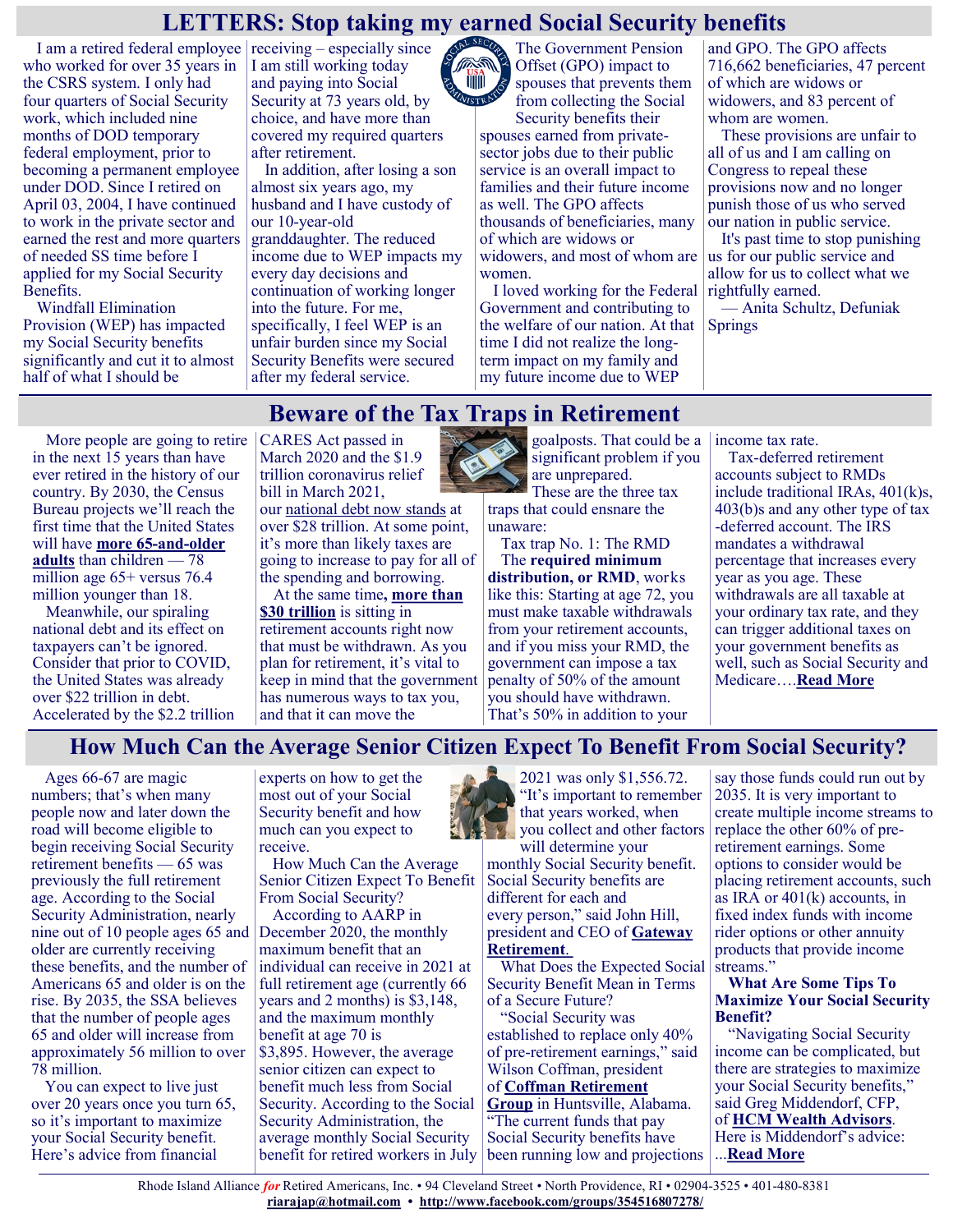# LETTERS: Stop taking my earned Social Security benefits

I am a retired federal employee who worked for over 35 years in the CSRS system. I only had four quarters of Social Security work, which included nine months of DOD temporary federal employment, prior to becoming a permanent employee under DOD. Since I retired on April 03, 2004, I have continued to work in the private sector and earned the rest and more quarters of needed SS time before I applied for my Social Security Benefits.

Windfall Elimination Provision (WEP) has impacted my Social Security benefits significantly and cut it to almost half of what I should be receiving – especially since I am still working today and paying into Social Security at 73 years old, by choice, and have more than covered my required quarters after retirement.

In addition, after losing a son almost six years ago, my husband and I have custody of our 10-year-old granddaughter. The reduced income due to WEP impacts my every day decisions and continuation of working longer into the future. For me, specifically, I feel WEP is an unfair burden since my Social Security Benefits were secured after my federal service.

The Government Pension Offset (GPO) impact to spouses that prevents them from collecting the Social Security benefits their spouses earned from private-sector jobs due to their public service is an overall impact to families and their future income as well. The GPO affects thousands of beneficiaries, many of which are widows or widowers, and most of whom are women.

I loved working for the Federal Government and contributing to the welfare of our nation. At that time I did not realize the long-term impact on my family and my future income due to WEP and GPO. The GPO affects 716,662 beneficiaries, 47 percent of which are widows or widowers, and 83 percent of whom are women.

These provisions are unfair to all of us and I am calling on Congress to repeal these provisions now and no longer punish those of us who served our nation in public service.

It's past time to stop punishing us for our public service and allow for us to collect what we rightfully earned.

— Anita Schultz, Defuniak Springs

# Beware of the Tax Traps in Retirement

More people are going to retire in the next 15 years than have ever retired in the history of our country. By 2030, the Census Bureau projects we'll reach the first time that the United States will have **more 65-and-older adults** than children — 78 million age 65+ versus 76.4 million younger than 18.

Meanwhile, our spiraling national debt and its effect on taxpayers can't be ignored. Consider that prior to COVID, the United States was already over $22 trillion in debt. Accelerated by the $2.2 trillion CARES Act passed in March 2020 and the $1.9 trillion coronavirus relief bill in March 2021, our national debt now stands at over $28 trillion. At some point, it's more than likely taxes are going to increase to pay for all of the spending and borrowing.

At the same time, **more than $30 trillion** is sitting in retirement accounts right now that must be withdrawn. As you plan for retirement, it's vital to keep in mind that the government has numerous ways to tax you, and that it can move the goalposts. That could be a significant problem if you are unprepared.

These are the three tax traps that could ensnare the unaware:

Tax trap No. 1: The RMD

The **required minimum distribution, or RMD**, works like this: Starting at age 72, you must make taxable withdrawals from your retirement accounts, and if you miss your RMD, the government can impose a tax penalty of 50% of the amount you should have withdrawn. That's 50% in addition to your income tax rate.

Tax-deferred retirement accounts subject to RMDs include traditional IRAs, 401(k)s, 403(b)s and any other type of tax-deferred account. The IRS mandates a withdrawal percentage that increases every year as you age. These withdrawals are all taxable at your ordinary tax rate, and they can trigger additional taxes on your government benefits as well, such as Social Security and Medicare….**Read More**

# How Much Can the Average Senior Citizen Expect To Benefit From Social Security?

Ages 66-67 are magic numbers; that's when many people now and later down the road will become eligible to begin receiving Social Security retirement benefits — 65 was previously the full retirement age. According to the Social Security Administration, nearly nine out of 10 people ages 65 and older are currently receiving these benefits, and the number of Americans 65 and older is on the rise. By 2035, the SSA believes that the number of people ages 65 and older will increase from approximately 56 million to over 78 million.

You can expect to live just over 20 years once you turn 65, so it's important to maximize your Social Security benefit. Here's advice from financial experts on how to get the most out of your Social Security benefit and how much can you expect to receive.

How Much Can the Average Senior Citizen Expect To Benefit From Social Security?

According to AARP in December 2020, the monthly maximum benefit that an individual can receive in 2021 at full retirement age (currently 66 years and 2 months) is $3,148, and the maximum monthly benefit at age 70 is $3,895. However, the average senior citizen can expect to benefit much less from Social Security. According to the Social Security Administration, the average monthly Social Security benefit for retired workers in July 2021 was only $1,556.72. "It's important to remember that years worked, when you collect and other factors will determine your monthly Social Security benefit. Social Security benefits are different for each and every person," said John Hill, president and CEO of **Gateway Retirement**.

What Does the Expected Social Security Benefit Mean in Terms of a Secure Future?

"Social Security was established to replace only 40% of pre-retirement earnings," said Wilson Coffman, president of **Coffman Retirement Group** in Huntsville, Alabama. "The current funds that pay Social Security benefits have been running low and projections say those funds could run out by 2035. It is very important to create multiple income streams to replace the other 60% of pre-retirement earnings. Some options to consider would be placing retirement accounts, such as IRA or 401(k) accounts, in fixed index funds with income rider options or other annuity products that provide income streams."

**What Are Some Tips To Maximize Your Social Security Benefit?**

"Navigating Social Security income can be complicated, but there are strategies to maximize your Social Security benefits," said Greg Middendorf, CFP, of **HCM Wealth Advisors**. Here is Middendorf's advice: ...**Read More**

Rhode Island Alliance *for* Retired Americans, Inc. • 94 Cleveland Street • North Providence, RI • 02904-3525 • 401-480-8381
riarajap@hotmail.com • http://www.facebook.com/groups/354516807278/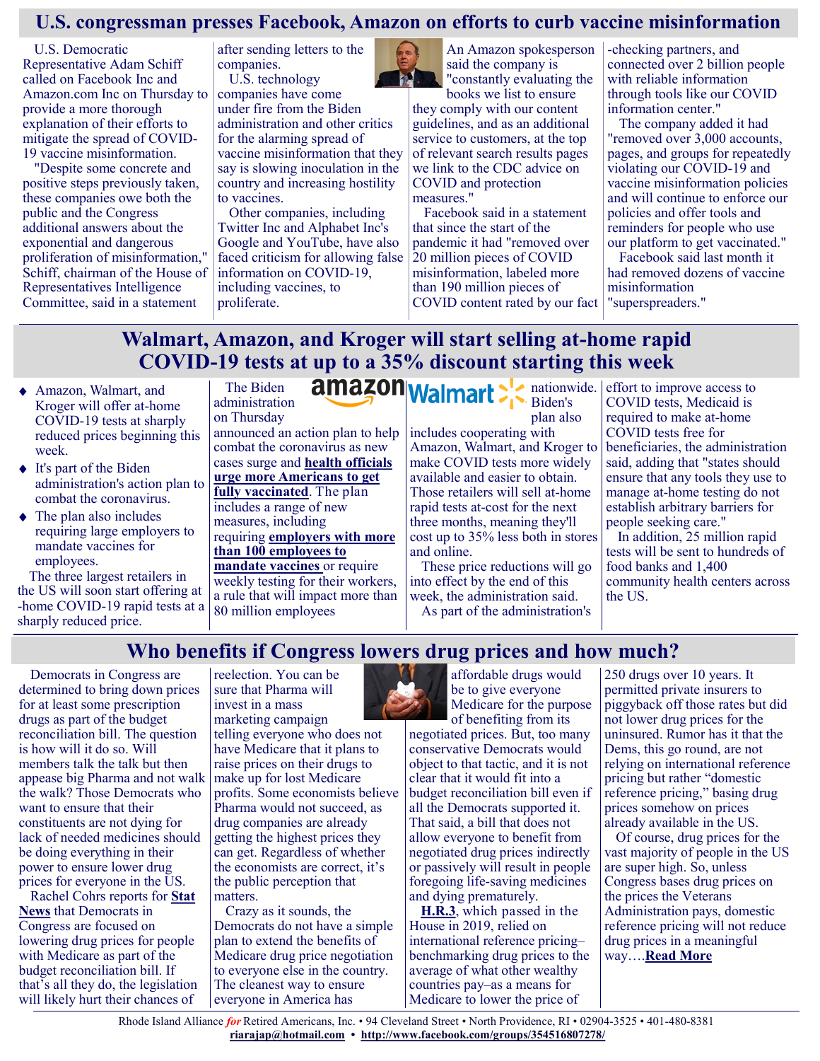## U.S. congressman presses Facebook, Amazon on efforts to curb vaccine misinformation

U.S. Democratic Representative Adam Schiff called on Facebook Inc and Amazon.com Inc on Thursday to provide a more thorough explanation of their efforts to mitigate the spread of COVID-19 vaccine misinformation.

"Despite some concrete and positive steps previously taken, these companies owe both the public and the Congress additional answers about the exponential and dangerous proliferation of misinformation," Schiff, chairman of the House of Representatives Intelligence Committee, said in a statement after sending letters to the companies.

U.S. technology companies have come under fire from the Biden administration and other critics for the alarming spread of vaccine misinformation that they say is slowing inoculation in the country and increasing hostility to vaccines.

Other companies, including Twitter Inc and Alphabet Inc's Google and YouTube, have also faced criticism for allowing false information on COVID-19, including vaccines, to proliferate.

An Amazon spokesperson said the company is "constantly evaluating the books we list to ensure they comply with our content guidelines, and as an additional service to customers, at the top of relevant search results pages we link to the CDC advice on COVID and protection measures."

Facebook said in a statement that since the start of the pandemic it had "removed over 20 million pieces of COVID misinformation, labeled more than 190 million pieces of COVID content rated by our fact-checking partners, and connected over 2 billion people with reliable information through tools like our COVID information center."

The company added it had "removed over 3,000 accounts, pages, and groups for repeatedly violating our COVID-19 and vaccine misinformation policies and will continue to enforce our policies and offer tools and reminders for people who use our platform to get vaccinated."

Facebook said last month it had removed dozens of vaccine misinformation "superspreaders."

## Walmart, Amazon, and Kroger will start selling at-home rapid COVID-19 tests at up to a 35% discount starting this week

- Amazon, Walmart, and Kroger will offer at-home COVID-19 tests at sharply reduced prices beginning this week.
- It's part of the Biden administration's action plan to combat the coronavirus.
- The plan also includes requiring large employers to mandate vaccines for employees.

The three largest retailers in the US will soon start offering at-home COVID-19 rapid tests at a sharply reduced price.

The Biden administration on Thursday announced an action plan to help combat the coronavirus as new cases surge and **health officials urge more Americans to get fully vaccinated**. The plan includes a range of new measures, including requiring **employers with more than 100 employees to mandate vaccines** or require weekly testing for their workers, a rule that will impact more than 80 million employees nationwide.

Biden's plan also includes cooperating with Amazon, Walmart, and Kroger to make COVID tests more widely available and easier to obtain. Those retailers will sell at-home rapid tests at-cost for the next three months, meaning they'll cost up to 35% less both in stores and online.

These price reductions will go into effect by the end of this week, the administration said.

As part of the administration's effort to improve access to COVID tests, Medicaid is required to make at-home COVID tests free for beneficiaries, the administration said, adding that "states should ensure that any tools they use to manage at-home testing do not establish arbitrary barriers for people seeking care."

In addition, 25 million rapid tests will be sent to hundreds of food banks and 1,400 community health centers across the US.

## Who benefits if Congress lowers drug prices and how much?

Democrats in Congress are determined to bring down prices for at least some prescription drugs as part of the budget reconciliation bill. The question is how will it do so. Will members talk the talk but then appease big Pharma and not walk the walk? Those Democrats who want to ensure that their constituents are not dying for lack of needed medicines should be doing everything in their power to ensure lower drug prices for everyone in the US.

Rachel Cohrs reports for **Stat News** that Democrats in Congress are focused on lowering drug prices for people with Medicare as part of the budget reconciliation bill. If that's all they do, the legislation will likely hurt their chances of reelection. You can be sure that Pharma will invest in a mass marketing campaign telling everyone who does not have Medicare that it plans to raise prices on their drugs to make up for lost Medicare profits. Some economists believe Pharma would not succeed, as drug companies are already getting the highest prices they can get. Regardless of whether the economists are correct, it's the public perception that matters.

Crazy as it sounds, the Democrats do not have a simple plan to extend the benefits of Medicare drug price negotiation to everyone else in the country. The cleanest way to ensure everyone has affordable drugs would be to give everyone Medicare for the purpose of benefiting from its negotiated prices. But, too many conservative Democrats would object to that tactic, and it is not clear that it would fit into a budget reconciliation bill even if all the Democrats supported it. That said, a bill that does not allow everyone to benefit from negotiated drug prices indirectly or passively will result in people foregoing life-saving medicines and dying prematurely.

**H.R.3**, which passed in the House in 2019, relied on international reference pricing–benchmarking drug prices to the average of what other wealthy countries pay–as a means for Medicare to lower the price of 250 drugs over 10 years. It permitted private insurers to piggyback off those rates but did not lower drug prices for the uninsured. Rumor has it that the Dems, this go round, are not relying on international reference pricing but rather "domestic reference pricing," basing drug prices somehow on prices already available in the US.

Of course, drug prices for the vast majority of people in the US are super high. So, unless Congress bases drug prices on the prices the Veterans Administration pays, domestic reference pricing will not reduce drug prices in a meaningful way….**Read More**

Rhode Island Alliance *for* Retired Americans, Inc. • 94 Cleveland Street • North Providence, RI • 02904-3525 • 401-480-8381
**riarajap@hotmail.com** • **http://www.facebook.com/groups/354516807278/**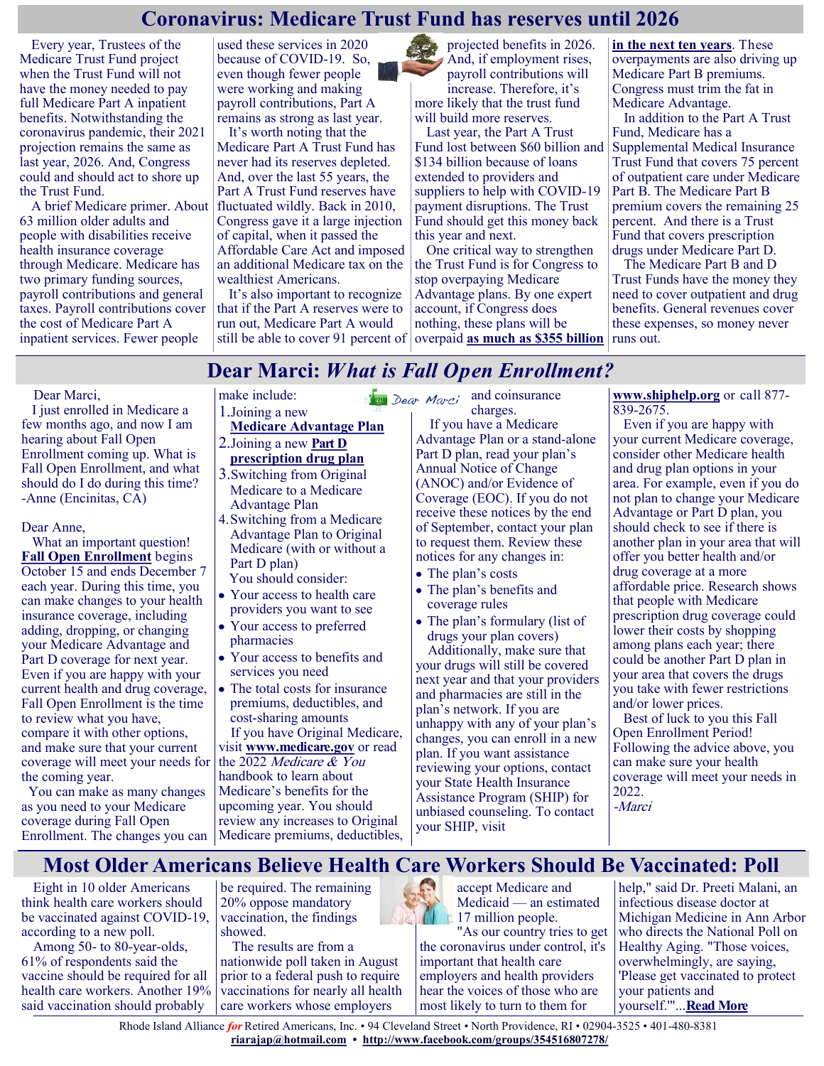# Coronavirus: Medicare Trust Fund has reserves until 2026

Every year, Trustees of the Medicare Trust Fund project when the Trust Fund will not have the money needed to pay full Medicare Part A inpatient benefits. Notwithstanding the coronavirus pandemic, their 2021 projection remains the same as last year, 2026. And, Congress could and should act to shore up the Trust Fund.

A brief Medicare primer. About 63 million older adults and people with disabilities receive health insurance coverage through Medicare. Medicare has two primary funding sources, payroll contributions and general taxes. Payroll contributions cover the cost of Medicare Part A inpatient services. Fewer people used these services in 2020 because of COVID-19. So, even though fewer people were working and making payroll contributions, Part A remains as strong as last year.

It's worth noting that the Medicare Part A Trust Fund has never had its reserves depleted. And, over the last 55 years, the Part A Trust Fund reserves have fluctuated wildly. Back in 2010, Congress gave it a large injection of capital, when it passed the Affordable Care Act and imposed an additional Medicare tax on the wealthiest Americans.

It's also important to recognize that if the Part A reserves were to run out, Medicare Part A would still be able to cover 91 percent of projected benefits in 2026. And, if employment rises, payroll contributions will increase. Therefore, it's more likely that the trust fund will build more reserves.

Last year, the Part A Trust Fund lost between $60 billion and $134 billion because of loans extended to providers and suppliers to help with COVID-19 payment disruptions. The Trust Fund should get this money back this year and next.

One critical way to strengthen the Trust Fund is for Congress to stop overpaying Medicare Advantage plans. By one expert account, if Congress does nothing, these plans will be overpaid **as much as $355 billion in the next ten years**. These overpayments are also driving up Medicare Part B premiums. Congress must trim the fat in Medicare Advantage.

In addition to the Part A Trust Fund, Medicare has a Supplemental Medical Insurance Trust Fund that covers 75 percent of outpatient care under Medicare Part B. The Medicare Part B premium covers the remaining 25 percent. And there is a Trust Fund that covers prescription drugs under Medicare Part D.

The Medicare Part B and D Trust Funds have the money they need to cover outpatient and drug benefits. General revenues cover these expenses, so money never runs out.

# Dear Marci: *What is Fall Open Enrollment?*

Dear Marci,

I just enrolled in Medicare a few months ago, and now I am hearing about Fall Open Enrollment coming up. What is Fall Open Enrollment, and what should do I do during this time?
-Anne (Encinitas, CA)

Dear Anne,

What an important question! **Fall Open Enrollment** begins October 15 and ends December 7 each year. During this time, you can make changes to your health insurance coverage, including adding, dropping, or changing your Medicare Advantage and Part D coverage for next year. Even if you are happy with your current health and drug coverage, Fall Open Enrollment is the time to review what you have, compare it with other options, and make sure that your current coverage will meet your needs for the coming year.

You can make as many changes as you need to your Medicare coverage during Fall Open Enrollment. The changes you can make include:

1. Joining a new **Medicare Advantage Plan**
2. Joining a new **Part D prescription drug plan**
3. Switching from Original Medicare to a Medicare Advantage Plan
4. Switching from a Medicare Advantage Plan to Original Medicare (with or without a Part D plan)

You should consider:

- Your access to health care providers you want to see
- Your access to preferred pharmacies
- Your access to benefits and services you need
- The total costs for insurance premiums, deductibles, and cost-sharing amounts

If you have Original Medicare, visit **www.medicare.gov** or read the 2022 *Medicare & You* handbook to learn about Medicare's benefits for the upcoming year. You should review any increases to Original Medicare premiums, deductibles, and coinsurance charges.

If you have a Medicare Advantage Plan or a stand-alone Part D plan, read your plan's Annual Notice of Change (ANOC) and/or Evidence of Coverage (EOC). If you do not receive these notices by the end of September, contact your plan to request them. Review these notices for any changes in:

- The plan's costs
- The plan's benefits and coverage rules
- The plan's formulary (list of drugs your plan covers)

Additionally, make sure that your drugs will still be covered next year and that your providers and pharmacies are still in the plan's network. If you are unhappy with any of your plan's changes, you can enroll in a new plan. If you want assistance reviewing your options, contact your State Health Insurance Assistance Program (SHIP) for unbiased counseling. To contact your SHIP, visit **www.shiphelp.org** or call 877-839-2675.

Even if you are happy with your current Medicare coverage, consider other Medicare health and drug plan options in your area. For example, even if you do not plan to change your Medicare Advantage or Part D plan, you should check to see if there is another plan in your area that will offer you better health and/or drug coverage at a more affordable price. Research shows that people with Medicare prescription drug coverage could lower their costs by shopping among plans each year; there could be another Part D plan in your area that covers the drugs you take with fewer restrictions and/or lower prices.

Best of luck to you this Fall Open Enrollment Period! Following the advice above, you can make sure your health coverage will meet your needs in 2022.
*-Marci*

# Most Older Americans Believe Health Care Workers Should Be Vaccinated: Poll

Eight in 10 older Americans think health care workers should be vaccinated against COVID-19, according to a new poll.

Among 50- to 80-year-olds, 61% of respondents said the vaccine should be required for all health care workers. Another 19% said vaccination should probably be required. The remaining 20% oppose mandatory vaccination, the findings showed.

The results are from a nationwide poll taken in August prior to a federal push to require vaccinations for nearly all health care workers whose employers accept Medicare and Medicaid — an estimated 17 million people.

"As our country tries to get the coronavirus under control, it's important that health care employers and health providers hear the voices of those who are most likely to turn to them for help," said Dr. Preeti Malani, an infectious disease doctor at Michigan Medicine in Ann Arbor who directs the National Poll on Healthy Aging. "Those voices, overwhelmingly, are saying, 'Please get vaccinated to protect your patients and yourself.'"...**Read More**

Rhode Island Alliance *for* Retired Americans, Inc. • 94 Cleveland Street • North Providence, RI • 02904-3525 • 401-480-8381
**riarajap@hotmail.com** • **http://www.facebook.com/groups/354516807278/**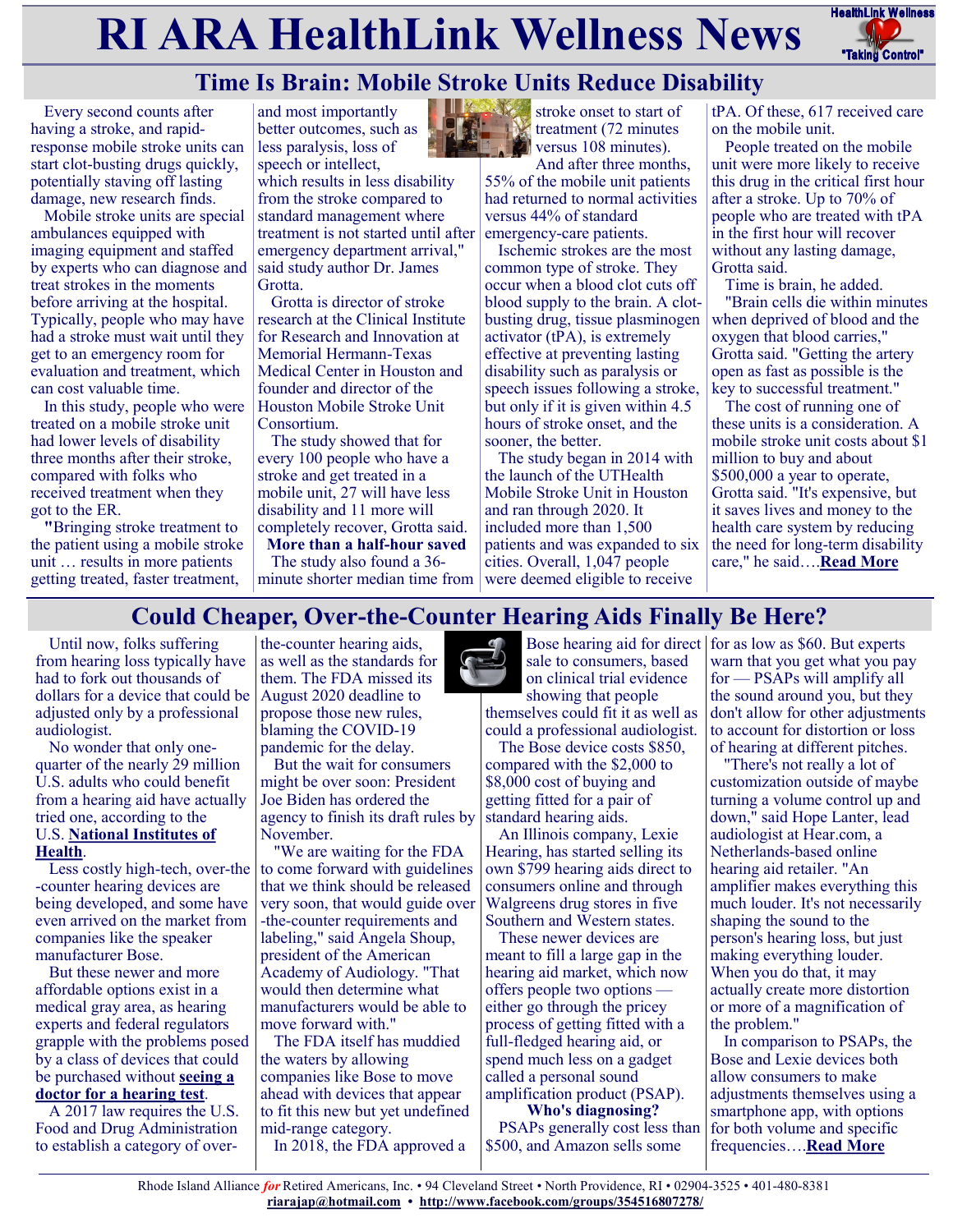# RI ARA HealthLink Wellness News

## Time Is Brain: Mobile Stroke Units Reduce Disability

Every second counts after having a stroke, and rapid-response mobile stroke units can start clot-busting drugs quickly, potentially staving off lasting damage, new research finds.

Mobile stroke units are special ambulances equipped with imaging equipment and staffed by experts who can diagnose and treat strokes in the moments before arriving at the hospital. Typically, people who may have had a stroke must wait until they get to an emergency room for evaluation and treatment, which can cost valuable time.

In this study, people who were treated on a mobile stroke unit had lower levels of disability three months after their stroke, compared with folks who received treatment when they got to the ER.

"Bringing stroke treatment to the patient using a mobile stroke unit … results in more patients getting treated, faster treatment, and most importantly better outcomes, such as less paralysis, loss of speech or intellect, which results in less disability from the stroke compared to standard management where treatment is not started until after emergency department arrival," said study author Dr. James Grotta.

Grotta is director of stroke research at the Clinical Institute for Research and Innovation at Memorial Hermann-Texas Medical Center in Houston and founder and director of the Houston Mobile Stroke Unit Consortium.

The study showed that for every 100 people who have a stroke and get treated in a mobile unit, 27 will have less disability and 11 more will completely recover, Grotta said.

**More than a half-hour saved**

The study also found a 36-minute shorter median time from stroke onset to start of treatment (72 minutes versus 108 minutes).

And after three months, 55% of the mobile unit patients had returned to normal activities versus 44% of standard emergency-care patients.

Ischemic strokes are the most common type of stroke. They occur when a blood clot cuts off blood supply to the brain. A clot-busting drug, tissue plasminogen activator (tPA), is extremely effective at preventing lasting disability such as paralysis or speech issues following a stroke, but only if it is given within 4.5 hours of stroke onset, and the sooner, the better.

The study began in 2014 with the launch of the UTHealth Mobile Stroke Unit in Houston and ran through 2020. It included more than 1,500 patients and was expanded to six cities. Overall, 1,047 people were deemed eligible to receive tPA. Of these, 617 received care on the mobile unit.

People treated on the mobile unit were more likely to receive this drug in the critical first hour after a stroke. Up to 70% of people who are treated with tPA in the first hour will recover without any lasting damage, Grotta said.

Time is brain, he added.

"Brain cells die within minutes when deprived of blood and the oxygen that blood carries," Grotta said. "Getting the artery open as fast as possible is the key to successful treatment."

The cost of running one of these units is a consideration. A mobile stroke unit costs about $1 million to buy and about $500,000 a year to operate, Grotta said. "It's expensive, but it saves lives and money to the health care system by reducing the need for long-term disability care," he said….**Read More**

## Could Cheaper, Over-the-Counter Hearing Aids Finally Be Here?

Until now, folks suffering from hearing loss typically have had to fork out thousands of dollars for a device that could be adjusted only by a professional audiologist.

No wonder that only one-quarter of the nearly 29 million U.S. adults who could benefit from a hearing aid have actually tried one, according to the U.S. **National Institutes of Health**.

Less costly high-tech, over-the-counter hearing devices are being developed, and some have even arrived on the market from companies like the speaker manufacturer Bose.

But these newer and more affordable options exist in a medical gray area, as hearing experts and federal regulators grapple with the problems posed by a class of devices that could be purchased without **seeing a doctor for a hearing test**.

A 2017 law requires the U.S. Food and Drug Administration to establish a category of over-the-counter hearing aids, as well as the standards for them. The FDA missed its August 2020 deadline to propose those new rules, blaming the COVID-19 pandemic for the delay.

But the wait for consumers might be over soon: President Joe Biden has ordered the agency to finish its draft rules by November.

"We are waiting for the FDA to come forward with guidelines that we think should be released very soon, that would guide over-the-counter requirements and labeling," said Angela Shoup, president of the American Academy of Audiology. "That would then determine what manufacturers would be able to move forward with."

The FDA itself has muddied the waters by allowing companies like Bose to move ahead with devices that appear to fit this new but yet undefined mid-range category.

In 2018, the FDA approved a Bose hearing aid for direct sale to consumers, based on clinical trial evidence showing that people themselves could fit it as well as could a professional audiologist.

The Bose device costs $850, compared with the $2,000 to $8,000 cost of buying and getting fitted for a pair of standard hearing aids.

An Illinois company, Lexie Hearing, has started selling its own $799 hearing aids direct to consumers online and through Walgreens drug stores in five Southern and Western states.

These newer devices are meant to fill a large gap in the hearing aid market, which now offers people two options — either go through the pricey process of getting fitted with a full-fledged hearing aid, or spend much less on a gadget called a personal sound amplification product (PSAP).

**Who's diagnosing?**

PSAPs generally cost less than $500, and Amazon sells some for as low as $60. But experts warn that you get what you pay for — PSAPs will amplify all the sound around you, but they don't allow for other adjustments to account for distortion or loss of hearing at different pitches.

"There's not really a lot of customization outside of maybe turning a volume control up and down," said Hope Lanter, lead audiologist at Hear.com, a Netherlands-based online hearing aid retailer. "An amplifier makes everything this much louder. It's not necessarily shaping the sound to the person's hearing loss, but just making everything louder. When you do that, it may actually create more distortion or more of a magnification of the problem."

In comparison to PSAPs, the Bose and Lexie devices both allow consumers to make adjustments themselves using a smartphone app, with options for both volume and specific frequencies….**Read More**

Rhode Island Alliance *for* Retired Americans, Inc. • 94 Cleveland Street • North Providence, RI • 02904-3525 • 401-480-8381
**riarajap@hotmail.com** • **http://www.facebook.com/groups/354516807278/**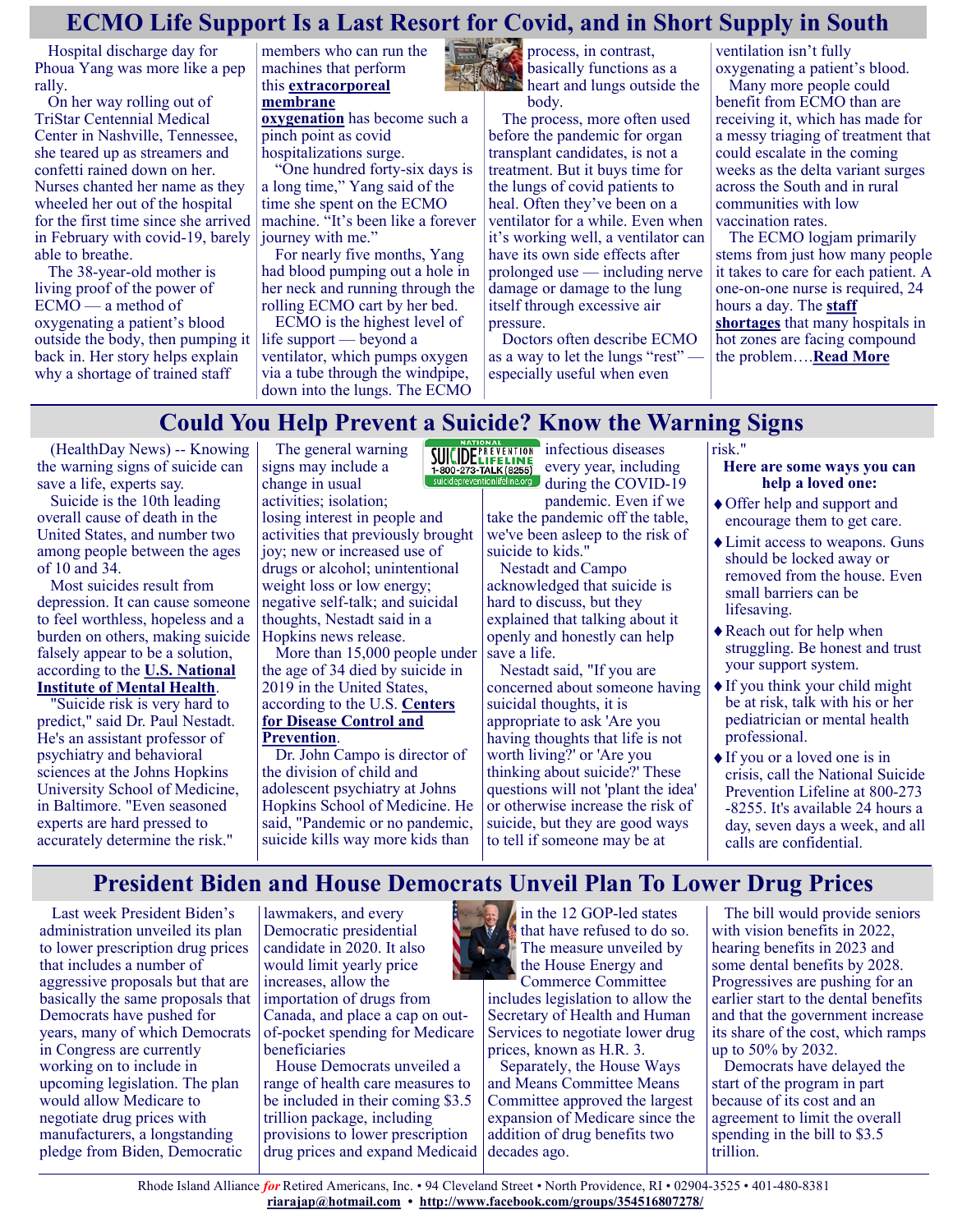## ECMO Life Support Is a Last Resort for Covid, and in Short Supply in South

Hospital discharge day for Phoua Yang was more like a pep rally.

On her way rolling out of TriStar Centennial Medical Center in Nashville, Tennessee, she teared up as streamers and confetti rained down on her. Nurses chanted her name as they wheeled her out of the hospital for the first time since she arrived in February with covid-19, barely able to breathe.

The 38-year-old mother is living proof of the power of ECMO — a method of oxygenating a patient's blood outside the body, then pumping it back in. Her story helps explain why a shortage of trained staff members who can run the machines that perform this **extracorporeal membrane oxygenation** has become such a pinch point as covid hospitalizations surge.

"One hundred forty-six days is a long time," Yang said of the time she spent on the ECMO machine. "It's been like a forever journey with me."

For nearly five months, Yang had blood pumping out a hole in her neck and running through the rolling ECMO cart by her bed.

ECMO is the highest level of life support — beyond a ventilator, which pumps oxygen via a tube through the windpipe, down into the lungs. The ECMO process, in contrast, basically functions as a heart and lungs outside the body.

The process, more often used before the pandemic for organ transplant candidates, is not a treatment. But it buys time for the lungs of covid patients to heal. Often they've been on a ventilator for a while. Even when it's working well, a ventilator can have its own side effects after prolonged use — including nerve damage or damage to the lung itself through excessive air pressure.

Doctors often describe ECMO as a way to let the lungs "rest" — especially useful when even ventilation isn't fully oxygenating a patient's blood.

Many more people could benefit from ECMO than are receiving it, which has made for a messy triaging of treatment that could escalate in the coming weeks as the delta variant surges across the South and in rural communities with low vaccination rates.

The ECMO logjam primarily stems from just how many people it takes to care for each patient. A one-on-one nurse is required, 24 hours a day. The **staff shortages** that many hospitals in hot zones are facing compound the problem….**Read More**

## Could You Help Prevent a Suicide? Know the Warning Signs

(HealthDay News) -- Knowing the warning signs of suicide can save a life, experts say.

Suicide is the 10th leading overall cause of death in the United States, and number two among people between the ages of 10 and 34.

Most suicides result from depression. It can cause someone to feel worthless, hopeless and a burden on others, making suicide falsely appear to be a solution, according to the **U.S. National Institute of Mental Health**.

"Suicide risk is very hard to predict," said Dr. Paul Nestadt. He's an assistant professor of psychiatry and behavioral sciences at the Johns Hopkins University School of Medicine, in Baltimore. "Even seasoned experts are hard pressed to accurately determine the risk."

The general warning signs may include a change in usual activities; isolation; losing interest in people and activities that previously brought joy; new or increased use of drugs or alcohol; unintentional weight loss or low energy; negative self-talk; and suicidal thoughts, Nestadt said in a Hopkins news release.

More than 15,000 people under the age of 34 died by suicide in 2019 in the United States, according to the U.S. **Centers for Disease Control and Prevention**.

Dr. John Campo is director of the division of child and adolescent psychiatry at Johns Hopkins School of Medicine. He said, "Pandemic or no pandemic, suicide kills way more kids than infectious diseases every year, including during the COVID-19 pandemic. Even if we take the pandemic off the table, we've been asleep to the risk of suicide to kids."

Nestadt and Campo acknowledged that suicide is hard to discuss, but they explained that talking about it openly and honestly can help save a life.

Nestadt said, "If you are concerned about someone having suicidal thoughts, it is appropriate to ask 'Are you having thoughts that life is not worth living?' or 'Are you thinking about suicide?' These questions will not 'plant the idea' or otherwise increase the risk of suicide, but they are good ways to tell if someone may be at risk."

**Here are some ways you can help a loved one:**

- Offer help and support and encourage them to get care.
- Limit access to weapons. Guns should be locked away or removed from the house. Even small barriers can be lifesaving.
- Reach out for help when struggling. Be honest and trust your support system.
- If you think your child might be at risk, talk with his or her pediatrician or mental health professional.
- If you or a loved one is in crisis, call the National Suicide Prevention Lifeline at 800-273-8255. It's available 24 hours a day, seven days a week, and all calls are confidential.

## President Biden and House Democrats Unveil Plan To Lower Drug Prices

Last week President Biden's administration unveiled its plan to lower prescription drug prices that includes a number of aggressive proposals but that are basically the same proposals that Democrats have pushed for years, many of which Democrats in Congress are currently working on to include in upcoming legislation. The plan would allow Medicare to negotiate drug prices with manufacturers, a longstanding pledge from Biden, Democratic lawmakers, and every Democratic presidential candidate in 2020. It also would limit yearly price increases, allow the importation of drugs from Canada, and place a cap on out-of-pocket spending for Medicare beneficiaries

House Democrats unveiled a range of health care measures to be included in their coming $3.5 trillion package, including provisions to lower prescription drug prices and expand Medicaid in the 12 GOP-led states that have refused to do so. The measure unveiled by the House Energy and Commerce Committee includes legislation to allow the Secretary of Health and Human Services to negotiate lower drug prices, known as H.R. 3.

Separately, the House Ways and Means Committee approved the largest expansion of Medicare since the addition of drug benefits two decades ago.

The bill would provide seniors with vision benefits in 2022, hearing benefits in 2023 and some dental benefits by 2028. Progressives are pushing for an earlier start to the dental benefits and that the government increase its share of the cost, which ramps up to 50% by 2032.

Democrats have delayed the start of the program in part because of its cost and an agreement to limit the overall spending in the bill to $3.5 trillion.

Rhode Island Alliance *for* Retired Americans, Inc. • 94 Cleveland Street • North Providence, RI • 02904-3525 • 401-480-8381
**riarajap@hotmail.com** • **http://www.facebook.com/groups/354516807278/**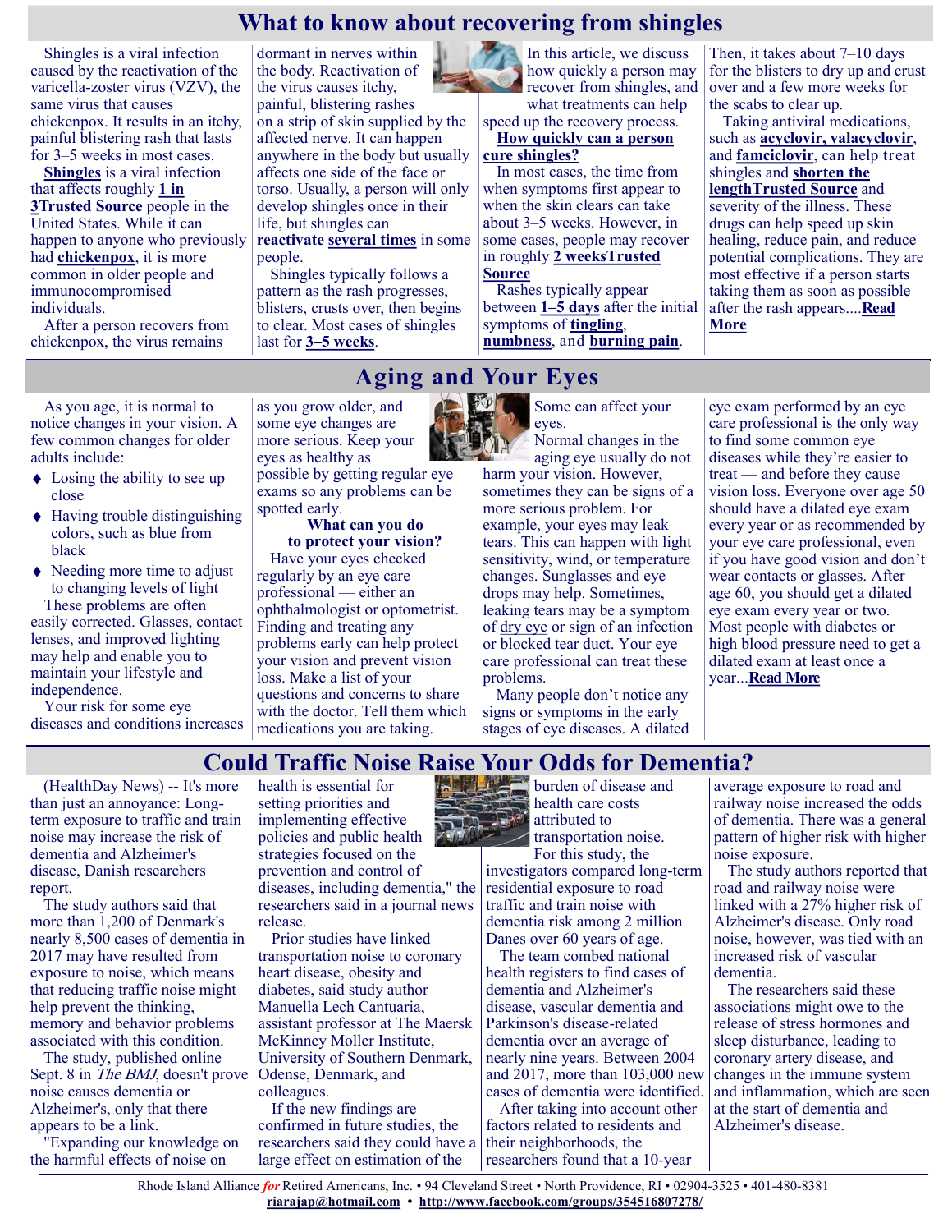# What to know about recovering from shingles

Shingles is a viral infection caused by the reactivation of the varicella-zoster virus (VZV), the same virus that causes chickenpox. It results in an itchy, painful blistering rash that lasts for 3–5 weeks in most cases.

**Shingles** is a viral infection that affects roughly **1 in 3Trusted Source** people in the United States. While it can happen to anyone who previously had **chickenpox**, it is more common in older people and immunocompromised individuals.

After a person recovers from chickenpox, the virus remains dormant in nerves within the body. Reactivation of the virus causes itchy, painful, blistering rashes on a strip of skin supplied by the affected nerve. It can happen anywhere in the body but usually affects one side of the face or torso. Usually, a person will only develop shingles once in their life, but shingles can **reactivate several times** in some people.

Shingles typically follows a pattern as the rash progresses, blisters, crusts over, then begins to clear. Most cases of shingles last for **3–5 weeks**.

In this article, we discuss how quickly a person may recover from shingles, and what treatments can help speed up the recovery process.

**How quickly can a person cure shingles?**

In most cases, the time from when symptoms first appear to when the skin clears can take about 3–5 weeks. However, in some cases, people may recover in roughly **2 weeksTrusted Source**

Rashes typically appear between **1–5 days** after the initial symptoms of **tingling**, **numbness**, and **burning pain**. Then, it takes about 7–10 days for the blisters to dry up and crust over and a few more weeks for the scabs to clear up.

Taking antiviral medications, such as **acyclovir, valacyclovir**, and **famciclovir**, can help treat shingles and **shorten the lengthTrusted Source** and severity of the illness. These drugs can help speed up skin healing, reduce pain, and reduce potential complications. They are most effective if a person starts taking them as soon as possible after the rash appears....**Read More**

# Aging and Your Eyes

As you age, it is normal to notice changes in your vision. A few common changes for older adults include:

- Losing the ability to see up close
- Having trouble distinguishing colors, such as blue from black
- Needing more time to adjust to changing levels of light

These problems are often easily corrected. Glasses, contact lenses, and improved lighting may help and enable you to maintain your lifestyle and independence.

Your risk for some eye diseases and conditions increases as you grow older, and some eye changes are more serious. Keep your eyes as healthy as possible by getting regular eye exams so any problems can be spotted early.

**What can you do to protect your vision?**

Have your eyes checked regularly by an eye care professional — either an ophthalmologist or optometrist. Finding and treating any problems early can help protect your vision and prevent vision loss. Make a list of your questions and concerns to share with the doctor. Tell them which medications you are taking. Some can affect your eyes.

Normal changes in the aging eye usually do not harm your vision. However, sometimes they can be signs of a more serious problem. For example, your eyes may leak tears. This can happen with light sensitivity, wind, or temperature changes. Sunglasses and eye drops may help. Sometimes, leaking tears may be a symptom of dry eye or sign of an infection or blocked tear duct. Your eye care professional can treat these problems.

Many people don't notice any signs or symptoms in the early stages of eye diseases. A dilated eye exam performed by an eye care professional is the only way to find some common eye diseases while they're easier to treat — and before they cause vision loss. Everyone over age 50 should have a dilated eye exam every year or as recommended by your eye care professional, even if you have good vision and don't wear contacts or glasses. After age 60, you should get a dilated eye exam every year or two. Most people with diabetes or high blood pressure need to get a dilated exam at least once a year...**Read More**

# Could Traffic Noise Raise Your Odds for Dementia?

(HealthDay News) -- It's more than just an annoyance: Long-term exposure to traffic and train noise may increase the risk of dementia and Alzheimer's disease, Danish researchers report.

The study authors said that more than 1,200 of Denmark's nearly 8,500 cases of dementia in 2017 may have resulted from exposure to noise, which means that reducing traffic noise might help prevent the thinking, memory and behavior problems associated with this condition.

The study, published online Sept. 8 in *The BMJ*, doesn't prove noise causes dementia or Alzheimer's, only that there appears to be a link.

"Expanding our knowledge on the harmful effects of noise on health is essential for setting priorities and implementing effective policies and public health strategies focused on the prevention and control of diseases, including dementia," the researchers said in a journal news release.

Prior studies have linked transportation noise to coronary heart disease, obesity and diabetes, said study author Manuella Lech Cantuaria, assistant professor at The Maersk McKinney Moller Institute, University of Southern Denmark, Odense, Denmark, and colleagues.

If the new findings are confirmed in future studies, the researchers said they could have a large effect on estimation of the burden of disease and health care costs attributed to transportation noise.

For this study, the investigators compared long-term residential exposure to road traffic and train noise with dementia risk among 2 million Danes over 60 years of age.

The team combed national health registers to find cases of dementia and Alzheimer's disease, vascular dementia and Parkinson's disease-related dementia over an average of nearly nine years. Between 2004 and 2017, more than 103,000 new cases of dementia were identified.

After taking into account other factors related to residents and their neighborhoods, the researchers found that a 10-year average exposure to road and railway noise increased the odds of dementia. There was a general pattern of higher risk with higher noise exposure.

The study authors reported that road and railway noise were linked with a 27% higher risk of Alzheimer's disease. Only road noise, however, was tied with an increased risk of vascular dementia.

The researchers said these associations might owe to the release of stress hormones and sleep disturbance, leading to coronary artery disease, and changes in the immune system and inflammation, which are seen at the start of dementia and Alzheimer's disease.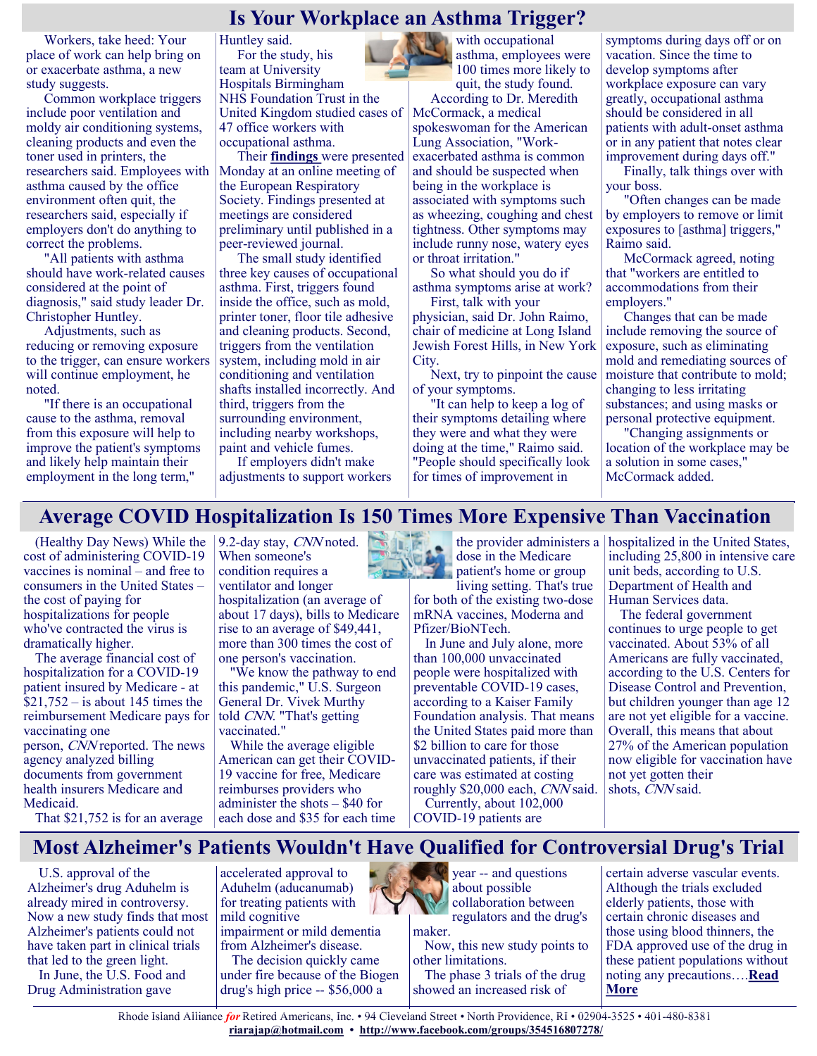## Is Your Workplace an Asthma Trigger?

Workers, take heed: Your place of work can help bring on or exacerbate asthma, a new study suggests.

Common workplace triggers include poor ventilation and moldy air conditioning systems, cleaning products and even the toner used in printers, the researchers said. Employees with asthma caused by the office environment often quit, the researchers said, especially if employers don't do anything to correct the problems.

"All patients with asthma should have work-related causes considered at the point of diagnosis," said study leader Dr. Christopher Huntley.

Adjustments, such as reducing or removing exposure to the trigger, can ensure workers will continue employment, he noted.

"If there is an occupational cause to the asthma, removal from this exposure will help to improve the patient's symptoms and likely help maintain their employment in the long term," Huntley said.

For the study, his team at University Hospitals Birmingham NHS Foundation Trust in the United Kingdom studied cases of 47 office workers with occupational asthma.

Their **findings** were presented Monday at an online meeting of the European Respiratory Society. Findings presented at meetings are considered preliminary until published in a peer-reviewed journal.

The small study identified three key causes of occupational asthma. First, triggers found inside the office, such as mold, printer toner, floor tile adhesive and cleaning products. Second, triggers from the ventilation system, including mold in air conditioning and ventilation shafts installed incorrectly. And third, triggers from the surrounding environment, including nearby workshops, paint and vehicle fumes.

If employers didn't make adjustments to support workers with occupational asthma, employees were 100 times more likely to quit, the study found.

According to Dr. Meredith McCormack, a medical spokeswoman for the American Lung Association, "Work-exacerbated asthma is common and should be suspected when being in the workplace is associated with symptoms such as wheezing, coughing and chest tightness. Other symptoms may include runny nose, watery eyes or throat irritation."

So what should you do if asthma symptoms arise at work?

First, talk with your physician, said Dr. John Raimo, chair of medicine at Long Island Jewish Forest Hills, in New York City.

Next, try to pinpoint the cause of your symptoms.

"It can help to keep a log of their symptoms detailing where they were and what they were doing at the time," Raimo said. "People should specifically look for times of improvement in symptoms during days off or on vacation. Since the time to develop symptoms after workplace exposure can vary greatly, occupational asthma should be considered in all patients with adult-onset asthma or in any patient that notes clear improvement during days off."

Finally, talk things over with your boss.

"Often changes can be made by employers to remove or limit exposures to [asthma] triggers," Raimo said.

McCormack agreed, noting that "workers are entitled to accommodations from their employers."

Changes that can be made include removing the source of exposure, such as eliminating mold and remediating sources of moisture that contribute to mold; changing to less irritating substances; and using masks or personal protective equipment.

"Changing assignments or location of the workplace may be a solution in some cases," McCormack added.

## Average COVID Hospitalization Is 150 Times More Expensive Than Vaccination

(Healthy Day News) While the cost of administering COVID-19 vaccines is nominal – and free to consumers in the United States – the cost of paying for hospitalizations for people who've contracted the virus is dramatically higher.

The average financial cost of hospitalization for a COVID-19 patient insured by Medicare - at $21,752 – is about 145 times the reimbursement Medicare pays for vaccinating one person, *CNN* reported. The news agency analyzed billing documents from government health insurers Medicare and Medicaid.

That $21,752 is for an average 9.2-day stay, *CNN* noted. When someone's condition requires a ventilator and longer hospitalization (an average of about 17 days), bills to Medicare rise to an average of $49,441, more than 300 times the cost of one person's vaccination.

"We know the pathway to end this pandemic," U.S. Surgeon General Dr. Vivek Murthy told *CNN*. "That's getting vaccinated."

While the average eligible American can get their COVID-19 vaccine for free, Medicare reimburses providers who administer the shots – $40 for each dose and $35 for each time the provider administers a dose in the Medicare patient's home or group living setting. That's true for both of the existing two-dose mRNA vaccines, Moderna and Pfizer/BioNTech.

In June and July alone, more than 100,000 unvaccinated people were hospitalized with preventable COVID-19 cases, according to a Kaiser Family Foundation analysis. That means the United States paid more than $2 billion to care for those unvaccinated patients, if their care was estimated at costing roughly $20,000 each, *CNN* said.

Currently, about 102,000 COVID-19 patients are hospitalized in the United States, including 25,800 in intensive care unit beds, according to U.S. Department of Health and Human Services data.

The federal government continues to urge people to get vaccinated. About 53% of all Americans are fully vaccinated, according to the U.S. Centers for Disease Control and Prevention, but children younger than age 12 are not yet eligible for a vaccine. Overall, this means that about 27% of the American population now eligible for vaccination have not yet gotten their shots, *CNN* said.

## Most Alzheimer's Patients Wouldn't Have Qualified for Controversial Drug's Trial

U.S. approval of the Alzheimer's drug Aduhelm is already mired in controversy. Now a new study finds that most Alzheimer's patients could not have taken part in clinical trials that led to the green light.

In June, the U.S. Food and Drug Administration gave accelerated approval to Aduhelm (aducanumab) for treating patients with mild cognitive impairment or mild dementia from Alzheimer's disease.

The decision quickly came under fire because of the Biogen drug's high price -- $56,000 a year -- and questions about possible collaboration between regulators and the drug's maker.

Now, this new study points to other limitations.

The phase 3 trials of the drug showed an increased risk of certain adverse vascular events. Although the trials excluded elderly patients, those with certain chronic diseases and those using blood thinners, the FDA approved use of the drug in these patient populations without noting any precautions….**Read More**

Rhode Island Alliance *for* Retired Americans, Inc. • 94 Cleveland Street • North Providence, RI • 02904-3525 • 401-480-8381
**riarajap@hotmail.com** • **http://www.facebook.com/groups/354516807278/**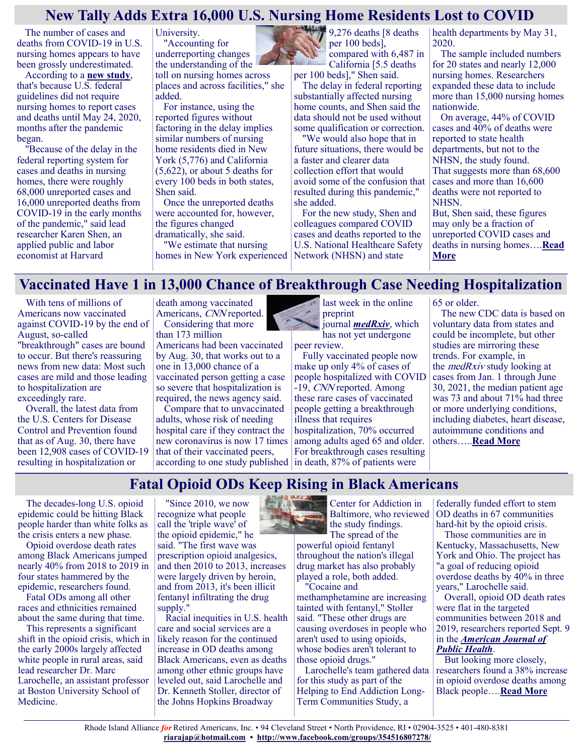## New Tally Adds Extra 16,000 U.S. Nursing Home Residents Lost to COVID

The number of cases and deaths from COVID-19 in U.S. nursing homes appears to have been grossly underestimated.

According to a **new study**, that's because U.S. federal guidelines did not require nursing homes to report cases and deaths until May 24, 2020, months after the pandemic began.

"Because of the delay in the federal reporting system for cases and deaths in nursing homes, there were roughly 68,000 unreported cases and 16,000 unreported deaths from COVID-19 in the early months of the pandemic," said lead researcher Karen Shen, an applied public and labor economist at Harvard University.

"Accounting for underreporting changes the understanding of the toll on nursing homes across places and across facilities," she added.

For instance, using the reported figures without factoring in the delay implies similar numbers of nursing home residents died in New York (5,776) and California (5,622), or about 5 deaths for every 100 beds in both states, Shen said.

Once the unreported deaths were accounted for, however, the figures changed dramatically, she said.

"We estimate that nursing homes in New York experienced 9,276 deaths [8 deaths per 100 beds], compared with 6,487 in California [5.5 deaths per 100 beds]," Shen said.

The delay in federal reporting substantially affected nursing home counts, and Shen said the data should not be used without some qualification or correction.

"We would also hope that in future situations, there would be a faster and clearer data collection effort that would avoid some of the confusion that resulted during this pandemic," she added.

For the new study, Shen and colleagues compared COVID cases and deaths reported to the U.S. National Healthcare Safety Network (NHSN) and state health departments by May 31, 2020.

The sample included numbers for 20 states and nearly 12,000 nursing homes. Researchers expanded these data to include more than 15,000 nursing homes nationwide.

On average, 44% of COVID cases and 40% of deaths were reported to state health departments, but not to the NHSN, the study found. That suggests more than 68,600 cases and more than 16,600 deaths were not reported to NHSN.

But, Shen said, these figures may only be a fraction of unreported COVID cases and deaths in nursing homes….**Read More**

## Vaccinated Have 1 in 13,000 Chance of Breakthrough Case Needing Hospitalization

With tens of millions of Americans now vaccinated against COVID-19 by the end of August, so-called "breakthrough" cases are bound to occur. But there's reassuring news from new data: Most such cases are mild and those leading to hospitalization are exceedingly rare.

Overall, the latest data from the U.S. Centers for Disease Control and Prevention found that as of Aug. 30, there have been 12,908 cases of COVID-19 resulting in hospitalization or death among vaccinated Americans, *CNN* reported.

Considering that more than 173 million Americans had been vaccinated by Aug. 30, that works out to a one in 13,000 chance of a vaccinated person getting a case so severe that hospitalization is required, the news agency said.

Compare that to unvaccinated adults, whose risk of needing hospital care if they contract the new coronavirus is now 17 times that of their vaccinated peers, according to one study published last week in the online preprint journal ***medRxiv***, which has not yet undergone peer review.

Fully vaccinated people now make up only 4% of cases of people hospitalized with COVID-19, *CNN* reported. Among these rare cases of vaccinated people getting a breakthrough illness that requires hospitalization, 70% occurred among adults aged 65 and older. For breakthrough cases resulting in death, 87% of patients were 65 or older.

The new CDC data is based on voluntary data from states and could be incomplete, but other studies are mirroring these trends. For example, in the *medRxiv* study looking at cases from Jan. 1 through June 30, 2021, the median patient age was 73 and about 71% had three or more underlying conditions, including diabetes, heart disease, autoimmune conditions and others…..**Read More**

## Fatal Opioid ODs Keep Rising in Black Americans

The decades-long U.S. opioid epidemic could be hitting Black people harder than white folks as the crisis enters a new phase.

Opioid overdose death rates among Black Americans jumped nearly 40% from 2018 to 2019 in four states hammered by the epidemic, researchers found.

Fatal ODs among all other races and ethnicities remained about the same during that time.

This represents a significant shift in the opioid crisis, which in the early 2000s largely affected white people in rural areas, said lead researcher Dr. Marc Larochelle, an assistant professor at Boston University School of Medicine.

"Since 2010, we now recognize what people call the 'triple wave' of the opioid epidemic," he said. "The first wave was prescription opioid analgesics, and then 2010 to 2013, increases were largely driven by heroin, and from 2013, it's been illicit fentanyl infiltrating the drug supply."

Racial inequities in U.S. health care and social services are a likely reason for the continued increase in OD deaths among Black Americans, even as deaths among other ethnic groups have leveled out, said Larochelle and Dr. Kenneth Stoller, director of the Johns Hopkins Broadway Center for Addiction in Baltimore, who reviewed the study findings.

The spread of the powerful opioid fentanyl throughout the nation's illegal drug market has also probably played a role, both added.

"Cocaine and methamphetamine are increasing tainted with fentanyl," Stoller said. "These other drugs are causing overdoses in people who aren't used to using opioids, whose bodies aren't tolerant to those opioid drugs."

Larochelle's team gathered data for this study as part of the Helping to End Addiction Long-Term Communities Study, a federally funded effort to stem OD deaths in 67 communities hard-hit by the opioid crisis.

Those communities are in Kentucky, Massachusetts, New York and Ohio. The project has "a goal of reducing opioid overdose deaths by 40% in three years," Larochelle said.

Overall, opioid OD death rates were flat in the targeted communities between 2018 and 2019, researchers reported Sept. 9 in the ***American Journal of Public Health***.

But looking more closely, researchers found a 38% increase in opioid overdose deaths among Black people….**Read More**

Rhode Island Alliance *for* Retired Americans, Inc. • 94 Cleveland Street • North Providence, RI • 02904-3525 • 401-480-8381
**riarajap@hotmail.com** • **http://www.facebook.com/groups/354516807278/**